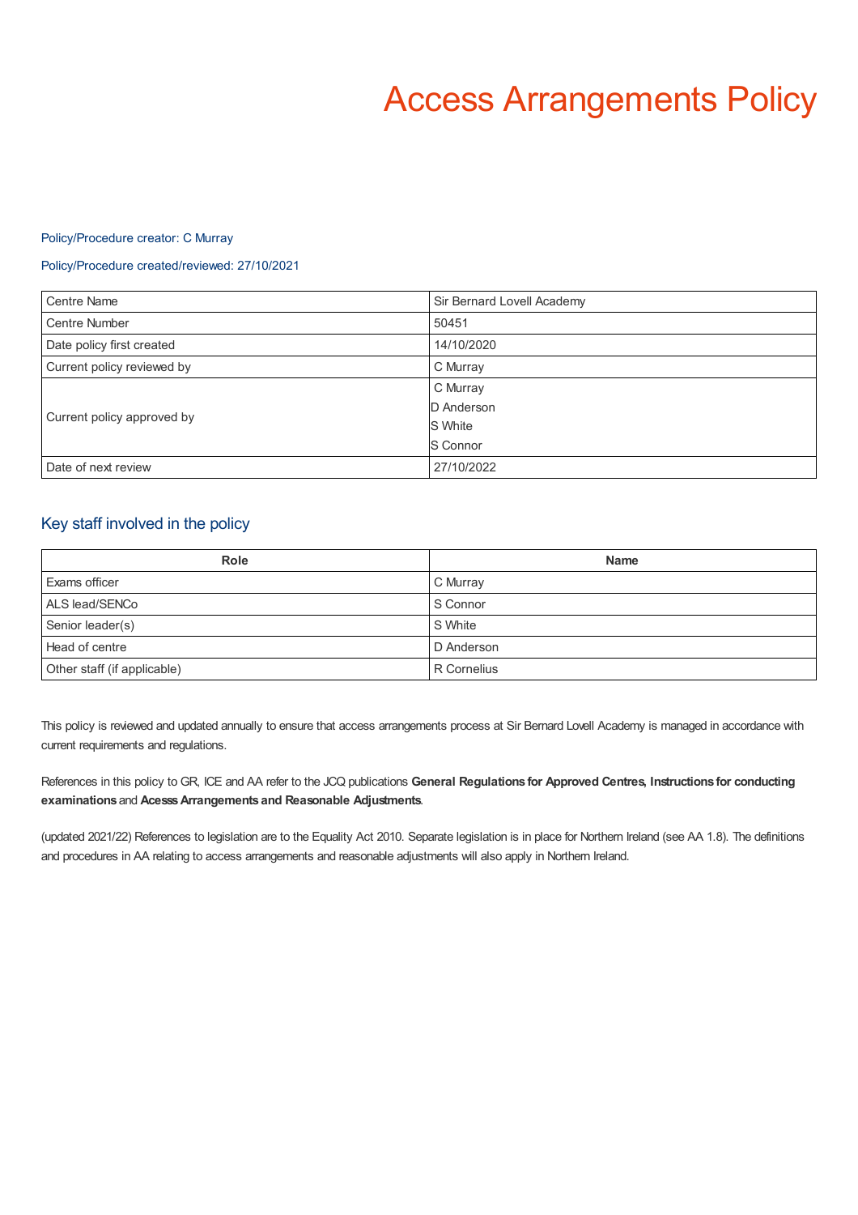# Access Arrangements Policy

Policy/Procedure creator: C Murray

Policy/Procedure created/reviewed: 27/10/2021

| | |
|---|---|
| Centre Name | Sir Bernard Lovell Academy |
| Centre Number | 50451 |
| Date policy first created | 14/10/2020 |
| Current policy reviewed by | C Murray |
| Current policy approved by | C Murray<br>D Anderson<br>S White<br>S Connor |
| Date of next review | 27/10/2022 |

## Key staff involved in the policy

| Role | Name |
|---|---|
| Exams officer | C Murray |
| ALS lead/SENCo | S Connor |
| Senior leader(s) | S White |
| Head of centre | D Anderson |
| Other staff (if applicable) | R Cornelius |

This policy is reviewed and updated annually to ensure that access arrangements process at Sir Bernard Lovell Academy is managed in accordance with current requirements and regulations.

References in this policy to GR, ICE and AA refer to the JCQ publications **General Regulations for Approved Centres**, **Instructions for conducting examinations** and **Acesss Arrangements and Reasonable Adjustments**.

(updated 2021/22) References to legislation are to the Equality Act 2010. Separate legislation is in place for Northern Ireland (see AA 1.8). The definitions and procedures in AA relating to access arrangements and reasonable adjustments will also apply in Northern Ireland.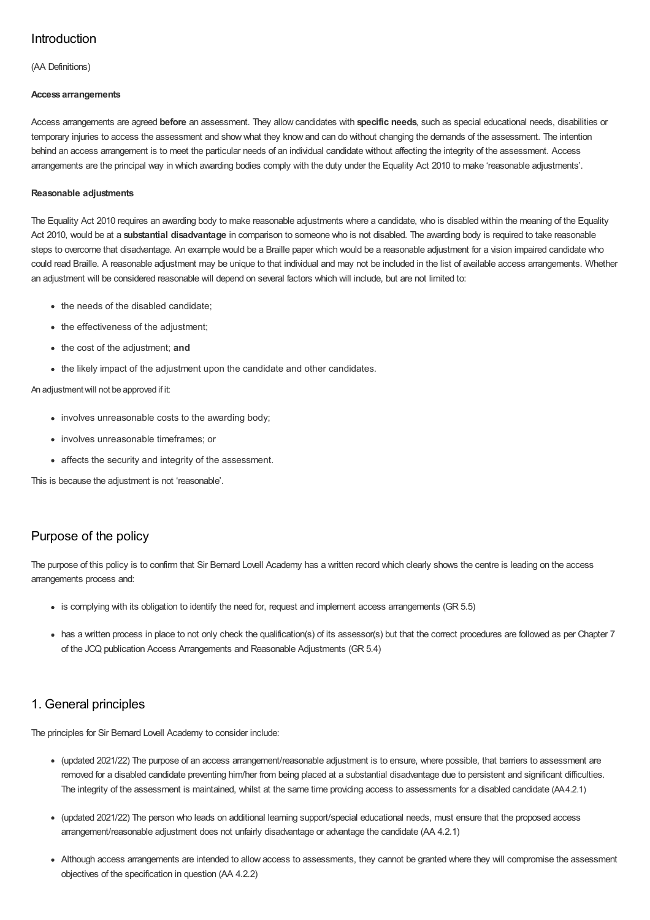## Introduction

(AA Definitions)

**Access arrangements**

Access arrangements are agreed **before** an assessment. They allow candidates with **specific needs**, such as special educational needs, disabilities or temporary injuries to access the assessment and show what they know and can do without changing the demands of the assessment. The intention behind an access arrangement is to meet the particular needs of an individual candidate without affecting the integrity of the assessment. Access arrangements are the principal way in which awarding bodies comply with the duty under the Equality Act 2010 to make 'reasonable adjustments'.

**Reasonable adjustments**

The Equality Act 2010 requires an awarding body to make reasonable adjustments where a candidate, who is disabled within the meaning of the Equality Act 2010, would be at a **substantial disadvantage** in comparison to someone who is not disabled. The awarding body is required to take reasonable steps to overcome that disadvantage. An example would be a Braille paper which would be a reasonable adjustment for a vision impaired candidate who could read Braille. A reasonable adjustment may be unique to that individual and may not be included in the list of available access arrangements. Whether an adjustment will be considered reasonable will depend on several factors which will include, but are not limited to:

- the needs of the disabled candidate;
- the effectiveness of the adjustment;
- the cost of the adjustment; **and**
- the likely impact of the adjustment upon the candidate and other candidates.

An adjustment will not be approved if it:

- involves unreasonable costs to the awarding body;
- involves unreasonable timeframes; or
- affects the security and integrity of the assessment.

This is because the adjustment is not 'reasonable'.

## Purpose of the policy

The purpose of this policy is to confirm that Sir Bernard Lovell Academy has a written record which clearly shows the centre is leading on the access arrangements process and:

- is complying with its obligation to identify the need for, request and implement access arrangements (GR 5.5)
- has a written process in place to not only check the qualification(s) of its assessor(s) but that the correct procedures are followed as per Chapter 7 of the JCQ publication Access Arrangements and Reasonable Adjustments (GR 5.4)

## 1. General principles

The principles for Sir Bernard Lovell Academy to consider include:

- (updated 2021/22) The purpose of an access arrangement/reasonable adjustment is to ensure, where possible, that barriers to assessment are removed for a disabled candidate preventing him/her from being placed at a substantial disadvantage due to persistent and significant difficulties. The integrity of the assessment is maintained, whilst at the same time providing access to assessments for a disabled candidate (AA 4.2.1)
- (updated 2021/22) The person who leads on additional learning support/special educational needs, must ensure that the proposed access arrangement/reasonable adjustment does not unfairly disadvantage or advantage the candidate (AA 4.2.1)
- Although access arrangements are intended to allow access to assessments, they cannot be granted where they will compromise the assessment objectives of the specification in question (AA 4.2.2)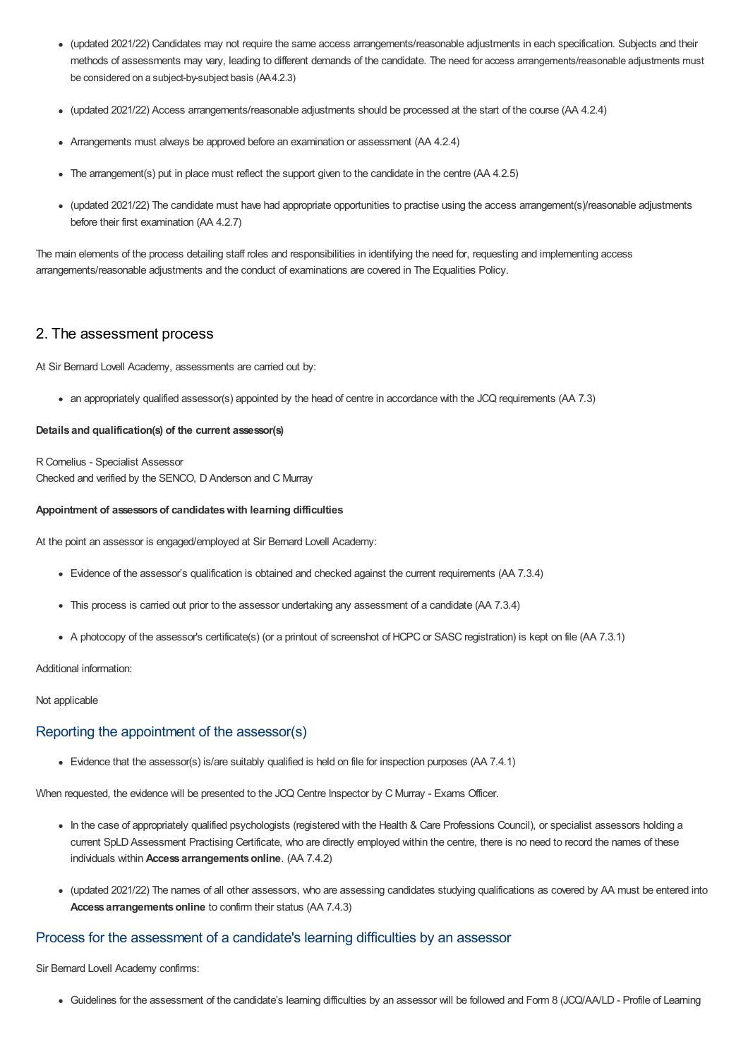- (updated 2021/22) Candidates may not require the same access arrangements/reasonable adjustments in each specification. Subjects and their methods of assessments may vary, leading to different demands of the candidate. The need for access arrangements/reasonable adjustments must be considered on a subject-by-subject basis (AA4.2.3)

- (updated 2021/22) Access arrangements/reasonable adjustments should be processed at the start of the course (AA 4.2.4)

- Arrangements must always be approved before an examination or assessment (AA 4.2.4)

- The arrangement(s) put in place must reflect the support given to the candidate in the centre (AA 4.2.5)

- (updated 2021/22) The candidate must have had appropriate opportunities to practise using the access arrangement(s)/reasonable adjustments before their first examination (AA 4.2.7)

The main elements of the process detailing staff roles and responsibilities in identifying the need for, requesting and implementing access arrangements/reasonable adjustments and the conduct of examinations are covered in The Equalities Policy.

## 2. The assessment process

At Sir Bernard Lovell Academy, assessments are carried out by:

- an appropriately qualified assessor(s) appointed by the head of centre in accordance with the JCQ requirements (AA 7.3)

**Details and qualification(s) of the current assessor(s)**

R Cornelius - Specialist Assessor
Checked and verified by the SENCO, D Anderson and C Murray

**Appointment of assessors of candidates with learning difficulties**

At the point an assessor is engaged/employed at Sir Bernard Lovell Academy:

- Evidence of the assessor's qualification is obtained and checked against the current requirements (AA 7.3.4)

- This process is carried out prior to the assessor undertaking any assessment of a candidate (AA 7.3.4)

- A photocopy of the assessor's certificate(s) (or a printout of screenshot of HCPC or SASC registration) is kept on file (AA 7.3.1)

Additional information:

Not applicable

### Reporting the appointment of the assessor(s)

- Evidence that the assessor(s) is/are suitably qualified is held on file for inspection purposes (AA 7.4.1)

When requested, the evidence will be presented to the JCQ Centre Inspector by C Murray - Exams Officer.

- In the case of appropriately qualified psychologists (registered with the Health & Care Professions Council), or specialist assessors holding a current SpLD Assessment Practising Certificate, who are directly employed within the centre, there is no need to record the names of these individuals within **Access arrangements online**. (AA 7.4.2)

- (updated 2021/22) The names of all other assessors, who are assessing candidates studying qualifications as covered by AA must be entered into **Access arrangements online** to confirm their status (AA 7.4.3)

### Process for the assessment of a candidate's learning difficulties by an assessor

Sir Bernard Lovell Academy confirms:

- Guidelines for the assessment of the candidate's learning difficulties by an assessor will be followed and Form 8 (JCQ/AA/LD - Profile of Learning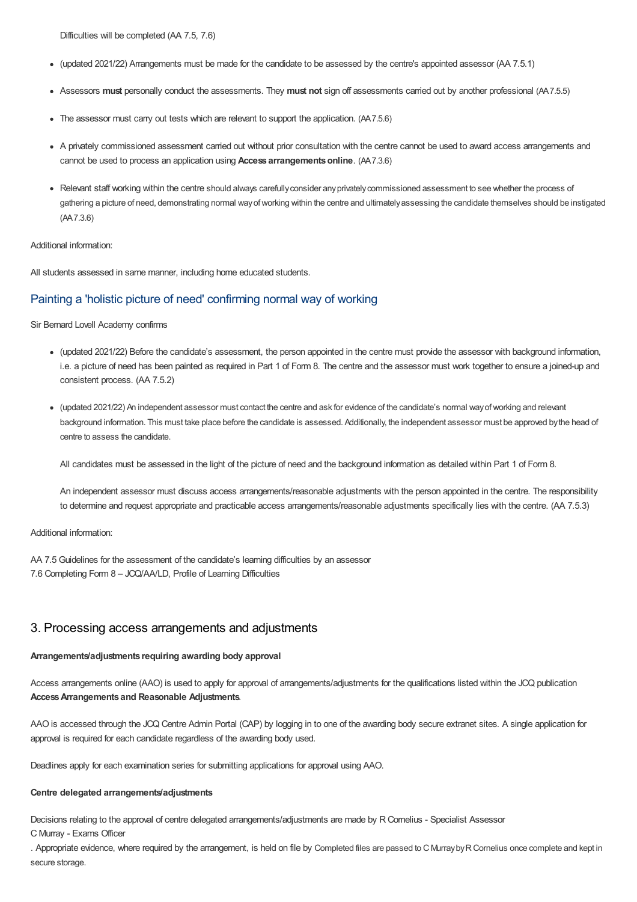Difficulties will be completed (AA 7.5, 7.6)

- (updated 2021/22) Arrangements must be made for the candidate to be assessed by the centre's appointed assessor (AA 7.5.1)
- Assessors **must** personally conduct the assessments. They **must not** sign off assessments carried out by another professional (AA7.5.5)
- The assessor must carry out tests which are relevant to support the application. (AA7.5.6)
- A privately commissioned assessment carried out without prior consultation with the centre cannot be used to award access arrangements and cannot be used to process an application using **Access arrangements online**. (AA7.3.6)
- Relevant staff working within the centre should always carefully consider any privately commissioned assessment to see whether the process of gathering a picture of need, demonstrating normal way of working within the centre and ultimately assessing the candidate themselves should be instigated (AA7.3.6)

Additional information:

All students assessed in same manner, including home educated students.

## Painting a 'holistic picture of need' confirming normal way of working

Sir Bernard Lovell Academy confirms

- (updated 2021/22) Before the candidate's assessment, the person appointed in the centre must provide the assessor with background information, i.e. a picture of need has been painted as required in Part 1 of Form 8. The centre and the assessor must work together to ensure a joined-up and consistent process. (AA 7.5.2)
- (updated 2021/22) An independent assessor must contact the centre and ask for evidence of the candidate's normal way of working and relevant background information. This must take place before the candidate is assessed. Additionally, the independent assessor must be approved by the head of centre to assess the candidate.

  All candidates must be assessed in the light of the picture of need and the background information as detailed within Part 1 of Form 8.

  An independent assessor must discuss access arrangements/reasonable adjustments with the person appointed in the centre. The responsibility to determine and request appropriate and practicable access arrangements/reasonable adjustments specifically lies with the centre. (AA 7.5.3)

Additional information:

AA 7.5 Guidelines for the assessment of the candidate's learning difficulties by an assessor
7.6 Completing Form 8 – JCQ/AA/LD, Profile of Learning Difficulties

## 3. Processing access arrangements and adjustments

**Arrangements/adjustments requiring awarding body approval**

Access arrangements online (AAO) is used to apply for approval of arrangements/adjustments for the qualifications listed within the JCQ publication **Access Arrangements and Reasonable Adjustments**.

AAO is accessed through the JCQ Centre Admin Portal (CAP) by logging in to one of the awarding body secure extranet sites. A single application for approval is required for each candidate regardless of the awarding body used.

Deadlines apply for each examination series for submitting applications for approval using AAO.

**Centre delegated arrangements/adjustments**

Decisions relating to the approval of centre delegated arrangements/adjustments are made by R Cornelius - Specialist Assessor
C Murray - Exams Officer
. Appropriate evidence, where required by the arrangement, is held on file by Completed files are passed to C Murray by R Cornelius once complete and kept in secure storage.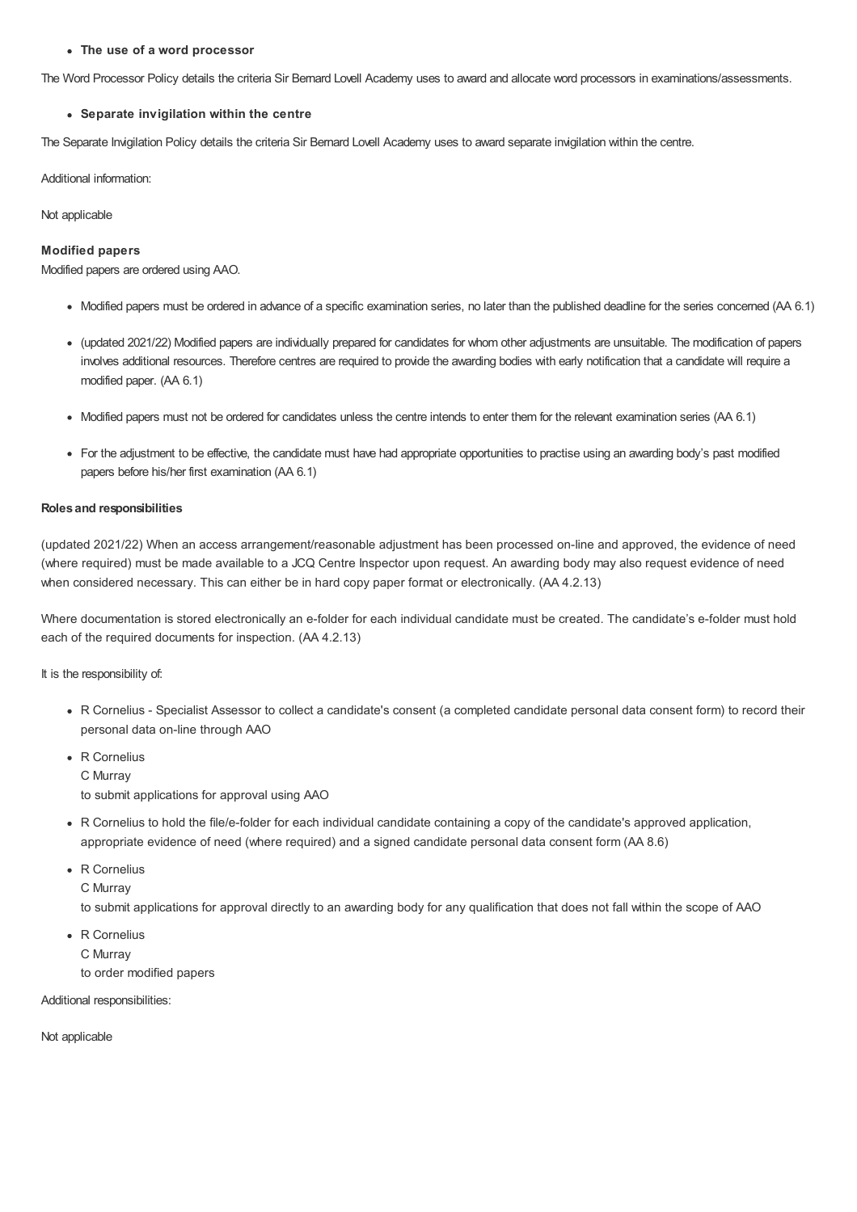- **The use of a word processor**

The Word Processor Policy details the criteria Sir Bernard Lovell Academy uses to award and allocate word processors in examinations/assessments.

- **Separate invigilation within the centre**

The Separate Invigilation Policy details the criteria Sir Bernard Lovell Academy uses to award separate invigilation within the centre.

Additional information:

Not applicable

### Modified papers

Modified papers are ordered using AAO.

- Modified papers must be ordered in advance of a specific examination series, no later than the published deadline for the series concerned (AA 6.1)
- (updated 2021/22) Modified papers are individually prepared for candidates for whom other adjustments are unsuitable. The modification of papers involves additional resources. Therefore centres are required to provide the awarding bodies with early notification that a candidate will require a modified paper. (AA 6.1)
- Modified papers must not be ordered for candidates unless the centre intends to enter them for the relevant examination series (AA 6.1)
- For the adjustment to be effective, the candidate must have had appropriate opportunities to practise using an awarding body's past modified papers before his/her first examination (AA 6.1)

### Roles and responsibilities

(updated 2021/22) When an access arrangement/reasonable adjustment has been processed on-line and approved, the evidence of need (where required) must be made available to a JCQ Centre Inspector upon request. An awarding body may also request evidence of need when considered necessary. This can either be in hard copy paper format or electronically. (AA 4.2.13)

Where documentation is stored electronically an e-folder for each individual candidate must be created. The candidate's e-folder must hold each of the required documents for inspection. (AA 4.2.13)

It is the responsibility of:

- R Cornelius - Specialist Assessor to collect a candidate's consent (a completed candidate personal data consent form) to record their personal data on-line through AAO
- R Cornelius
  C Murray
  to submit applications for approval using AAO
- R Cornelius to hold the file/e-folder for each individual candidate containing a copy of the candidate's approved application, appropriate evidence of need (where required) and a signed candidate personal data consent form (AA 8.6)
- R Cornelius
  C Murray
  to submit applications for approval directly to an awarding body for any qualification that does not fall within the scope of AAO
- R Cornelius
  C Murray
  to order modified papers

Additional responsibilities:

Not applicable